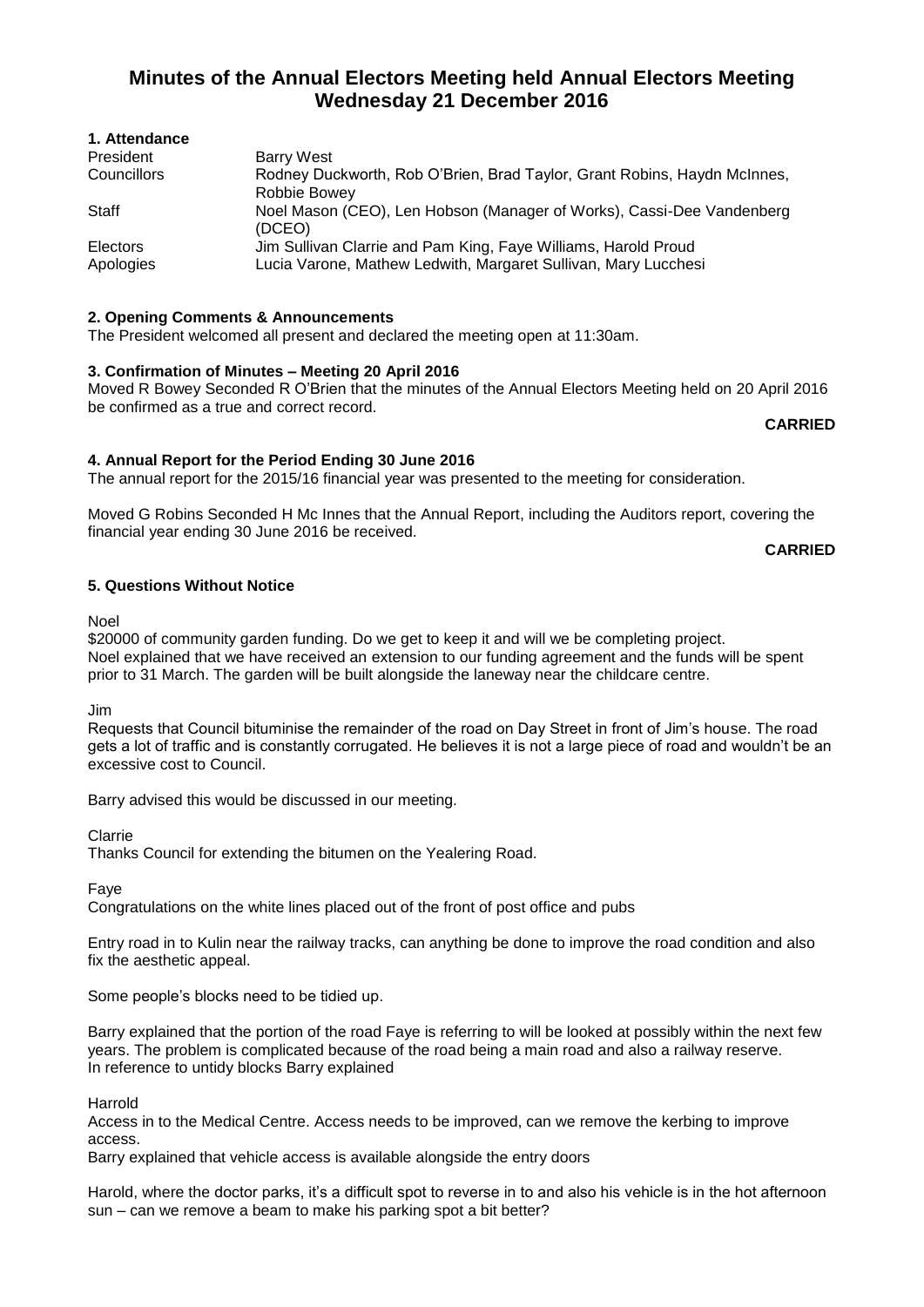# Minutes of the Annual Electors Meeting held Annual Electors Meeting Wednesday 21 December 2016

## 1. Attendance

| | |
|---|---|
| President | Barry West |
| Councillors | Rodney Duckworth, Rob O'Brien, Brad Taylor, Grant Robins, Haydn McInnes, Robbie Bowey |
| Staff | Noel Mason (CEO), Len Hobson (Manager of Works), Cassi-Dee Vandenberg (DCEO) |
| Electors | Jim Sullivan Clarrie and Pam King, Faye Williams, Harold Proud |
| Apologies | Lucia Varone, Mathew Ledwith, Margaret Sullivan, Mary Lucchesi |

## 2. Opening Comments & Announcements

The President welcomed all present and declared the meeting open at 11:30am.

## 3. Confirmation of Minutes – Meeting 20 April 2016

Moved R Bowey Seconded R O'Brien that the minutes of the Annual Electors Meeting held on 20 April 2016 be confirmed as a true and correct record.

**CARRIED**

## 4. Annual Report for the Period Ending 30 June 2016

The annual report for the 2015/16 financial year was presented to the meeting for consideration.

Moved G Robins Seconded H Mc Innes that the Annual Report, including the Auditors report, covering the financial year ending 30 June 2016 be received.

**CARRIED**

## 5. Questions Without Notice

Noel

$20000 of community garden funding. Do we get to keep it and will we be completing project.
Noel explained that we have received an extension to our funding agreement and the funds will be spent prior to 31 March. The garden will be built alongside the laneway near the childcare centre.

Jim

Requests that Council bituminise the remainder of the road on Day Street in front of Jim's house. The road gets a lot of traffic and is constantly corrugated. He believes it is not a large piece of road and wouldn't be an excessive cost to Council.

Barry advised this would be discussed in our meeting.

Clarrie

Thanks Council for extending the bitumen on the Yealering Road.

Faye

Congratulations on the white lines placed out of the front of post office and pubs

Entry road in to Kulin near the railway tracks, can anything be done to improve the road condition and also fix the aesthetic appeal.

Some people's blocks need to be tidied up.

Barry explained that the portion of the road Faye is referring to will be looked at possibly within the next few years. The problem is complicated because of the road being a main road and also a railway reserve.
In reference to untidy blocks Barry explained

Harrold

Access in to the Medical Centre. Access needs to be improved, can we remove the kerbing to improve access.
Barry explained that vehicle access is available alongside the entry doors

Harold, where the doctor parks, it's a difficult spot to reverse in to and also his vehicle is in the hot afternoon sun – can we remove a beam to make his parking spot a bit better?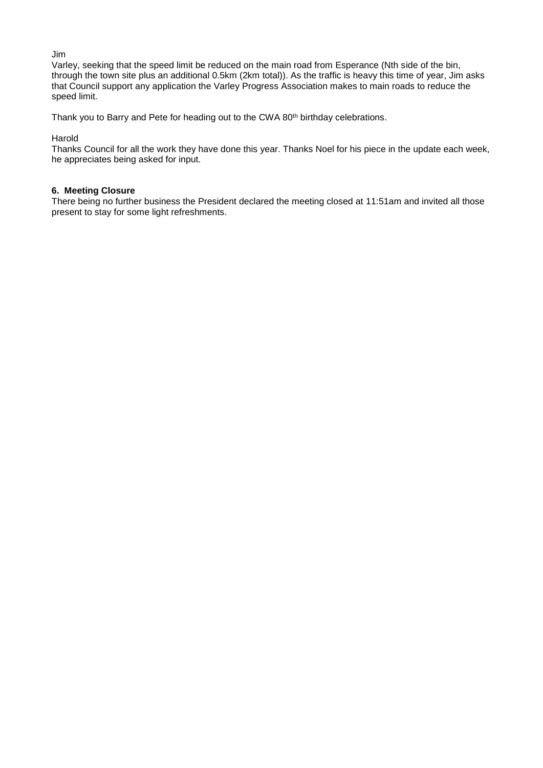Jim

Varley, seeking that the speed limit be reduced on the main road from Esperance (Nth side of the bin, through the town site plus an additional 0.5km (2km total)). As the traffic is heavy this time of year, Jim asks that Council support any application the Varley Progress Association makes to main roads to reduce the speed limit.

Thank you to Barry and Pete for heading out to the CWA 80th birthday celebrations.

Harold

Thanks Council for all the work they have done this year. Thanks Noel for his piece in the update each week, he appreciates being asked for input.

**6. Meeting Closure**

There being no further business the President declared the meeting closed at 11:51am and invited all those present to stay for some light refreshments.